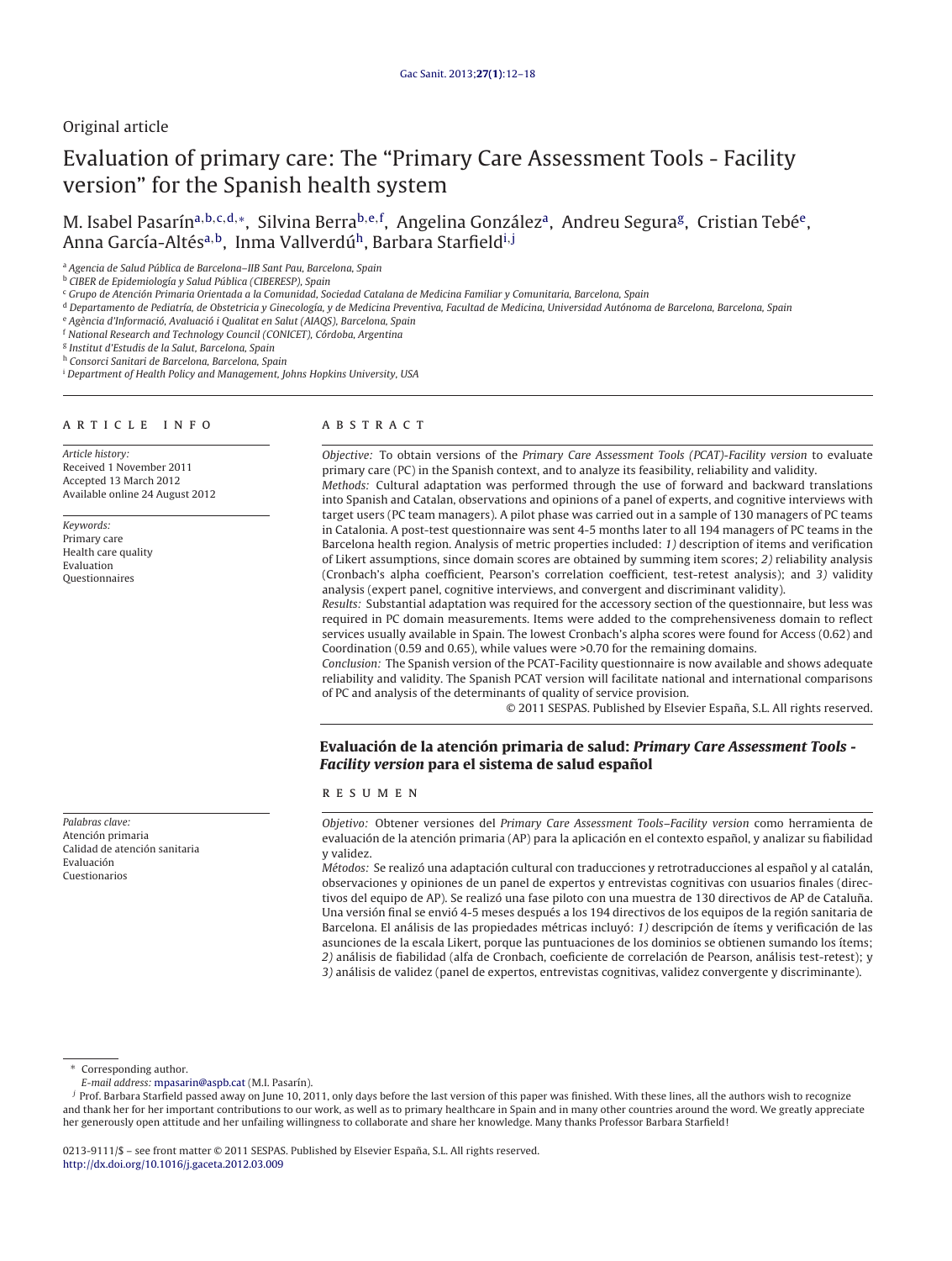Original article

# Evaluation of primary care: The "Primary Care Assessment Tools - Facility version" for the Spanish health system

M. Isabel Pasarín[a,b,c,d,*], Silvina Berra[b,e,f], Angelina González[a], Andreu Segura[g], Cristian Tebé[e], Anna García-Altés[a,b], Inma Vallverdú[h], Barbara Starfield[i,j]

[a] Agencia de Salud Pública de Barcelona–IIB Sant Pau, Barcelona, Spain
[b] CIBER de Epidemiología y Salud Pública (CIBERESP), Spain
[c] Grupo de Atención Primaria Orientada a la Comunidad, Sociedad Catalana de Medicina Familiar y Comunitaria, Barcelona, Spain
[d] Departamento de Pediatría, de Obstetricia y Ginecología, y de Medicina Preventiva, Facultad de Medicina, Universidad Autónoma de Barcelona, Barcelona, Spain
[e] Agència d'Informació, Avaluació i Qualitat en Salut (AIAQS), Barcelona, Spain
[f] National Research and Technology Council (CONICET), Córdoba, Argentina
[g] Institut d'Estudis de la Salut, Barcelona, Spain
[h] Consorci Sanitari de Barcelona, Barcelona, Spain
[i] Department of Health Policy and Management, Johns Hopkins University, USA

## ARTICLE INFO

*Article history:*
Received 1 November 2011
Accepted 13 March 2012
Available online 24 August 2012

*Keywords:*
Primary care
Health care quality
Evaluation
Questionnaires

## ABSTRACT

*Objective:* To obtain versions of the *Primary Care Assessment Tools (PCAT)-Facility version* to evaluate primary care (PC) in the Spanish context, and to analyze its feasibility, reliability and validity.

*Methods:* Cultural adaptation was performed through the use of forward and backward translations into Spanish and Catalan, observations and opinions of a panel of experts, and cognitive interviews with target users (PC team managers). A pilot phase was carried out in a sample of 130 managers of PC teams in Catalonia. A post-test questionnaire was sent 4-5 months later to all 194 managers of PC teams in the Barcelona health region. Analysis of metric properties included: *1)* description of items and verification of Likert assumptions, since domain scores are obtained by summing item scores; *2)* reliability analysis (Cronbach's alpha coefficient, Pearson's correlation coefficient, test-retest analysis); and *3)* validity analysis (expert panel, cognitive interviews, and convergent and discriminant validity).

*Results:* Substantial adaptation was required for the accessory section of the questionnaire, but less was required in PC domain measurements. Items were added to the comprehensiveness domain to reflect services usually available in Spain. The lowest Cronbach's alpha scores were found for Access (0.62) and Coordination (0.59 and 0.65), while values were >0.70 for the remaining domains.

*Conclusion:* The Spanish version of the PCAT-Facility questionnaire is now available and shows adequate reliability and validity. The Spanish PCAT version will facilitate national and international comparisons of PC and analysis of the determinants of quality of service provision.

© 2011 SESPAS. Published by Elsevier España, S.L. All rights reserved.

## Evaluación de la atención primaria de salud: *Primary Care Assessment Tools - Facility version* para el sistema de salud español

*Palabras clave:*
Atención primaria
Calidad de atención sanitaria
Evaluación
Cuestionarios

## RESUMEN

*Objetivo:* Obtener versiones del *Primary Care Assessment Tools–Facility version* como herramienta de evaluación de la atención primaria (AP) para la aplicación en el contexto español, y analizar su fiabilidad y validez.

*Métodos:* Se realizó una adaptación cultural con traducciones y retrotraducciones al español y al catalán, observaciones y opiniones de un panel de expertos y entrevistas cognitivas con usuarios finales (directivos del equipo de AP). Se realizó una fase piloto con una muestra de 130 directivos de AP de Cataluña. Una versión final se envió 4-5 meses después a los 194 directivos de los equipos de la región sanitaria de Barcelona. El análisis de las propiedades métricas incluyó: *1)* descripción de ítems y verificación de las asunciones de la escala Likert, porque las puntuaciones de los dominios se obtienen sumando los ítems; *2)* análisis de fiabilidad (alfa de Cronbach, coeficiente de correlación de Pearson, análisis test-retest); y *3)* análisis de validez (panel de expertos, entrevistas cognitivas, validez convergente y discriminante).

---

\* Corresponding author.
*E-mail address:* mpasarin@aspb.cat (M.I. Pasarín).

[j] Prof. Barbara Starfield passed away on June 10, 2011, only days before the last version of this paper was finished. With these lines, all the authors wish to recognize and thank her for her important contributions to our work, as well as to primary healthcare in Spain and in many other countries around the word. We greatly appreciate her generously open attitude and her unfailing willingness to collaborate and share her knowledge. Many thanks Professor Barbara Starfield!

0213-9111/$ – see front matter © 2011 SESPAS. Published by Elsevier España, S.L. All rights reserved.
http://dx.doi.org/10.1016/j.gaceta.2012.03.009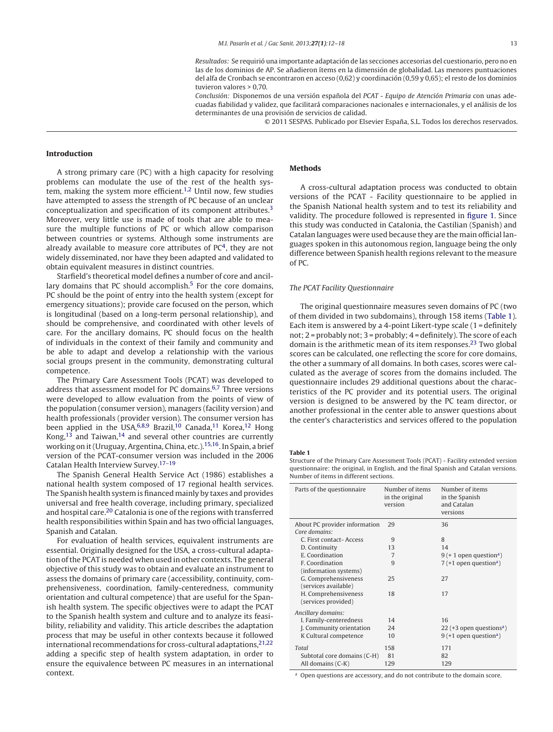*Resultados:* Se requirió una importante adaptación de las secciones accesorias del cuestionario, pero no en las de los dominios de AP. Se añadieron ítems en la dimensión de globalidad. Las menores puntuaciones del alfa de Cronbach se encontraron en acceso (0,62) y coordinación (0,59 y 0,65); el resto de los dominios tuvieron valores > 0,70.

*Conclusión:* Disponemos de una versión española del *PCAT - Equipo de Atención Primaria* con unas adecuadas fiabilidad y validez, que facilitará comparaciones nacionales e internacionales, y el análisis de los determinantes de una provisión de servicios de calidad.

© 2011 SESPAS. Publicado por Elsevier España, S.L. Todos los derechos reservados.

## Introduction

A strong primary care (PC) with a high capacity for resolving problems can modulate the use of the rest of the health system, making the system more efficient.[1,2] Until now, few studies have attempted to assess the strength of PC because of an unclear conceptualization and specification of its component attributes.[3] Moreover, very little use is made of tools that are able to measure the multiple functions of PC or which allow comparison between countries or systems. Although some instruments are already available to measure core attributes of PC[4], they are not widely disseminated, nor have they been adapted and validated to obtain equivalent measures in distinct countries.

Starfield's theoretical model defines a number of core and ancillary domains that PC should accomplish.[5] For the core domains, PC should be the point of entry into the health system (except for emergency situations); provide care focused on the person, which is longitudinal (based on a long-term personal relationship), and should be comprehensive, and coordinated with other levels of care. For the ancillary domains, PC should focus on the health of individuals in the context of their family and community and be able to adapt and develop a relationship with the various social groups present in the community, demonstrating cultural competence.

The Primary Care Assessment Tools (PCAT) was developed to address that assessment model for PC domains.[6,7] Three versions were developed to allow evaluation from the points of view of the population (consumer version), managers (facility version) and health professionals (provider version). The consumer version has been applied in the USA,[6,8,9] Brazil,[10] Canada,[11] Korea,[12] Hong Kong,[13] and Taiwan,[14] and several other countries are currently working on it (Uruguay, Argentina, China, etc.).[15,16]. In Spain, a brief version of the PCAT-consumer version was included in the 2006 Catalan Health Interview Survey.[17–19]

The Spanish General Health Service Act (1986) establishes a national health system composed of 17 regional health services. The Spanish health system is financed mainly by taxes and provides universal and free health coverage, including primary, specialized and hospital care.[20] Catalonia is one of the regions with transferred health responsibilities within Spain and has two official languages, Spanish and Catalan.

For evaluation of health services, equivalent instruments are essential. Originally designed for the USA, a cross-cultural adaptation of the PCAT is needed when used in other contexts. The general objective of this study was to obtain and evaluate an instrument to assess the domains of primary care (accessibility, continuity, comprehensiveness, coordination, family-centeredness, community orientation and cultural competence) that are useful for the Spanish health system. The specific objectives were to adapt the PCAT to the Spanish health system and culture and to analyze its feasibility, reliability and validity. This article describes the adaptation process that may be useful in other contexts because it followed international recommendations for cross-cultural adaptations,[21,22] adding a specific step of health system adaptation, in order to ensure the equivalence between PC measures in an international context.

## Methods

A cross-cultural adaptation process was conducted to obtain versions of the PCAT - Facility questionnaire to be applied in the Spanish National health system and to test its reliability and validity. The procedure followed is represented in figure 1. Since this study was conducted in Catalonia, the Castilian (Spanish) and Catalan languages were used because they are the main official languages spoken in this autonomous region, language being the only difference between Spanish health regions relevant to the measure of PC.

### *The PCAT Facility Questionnaire*

The original questionnaire measures seven domains of PC (two of them divided in two subdomains), through 158 items (Table 1). Each item is answered by a 4-point Likert-type scale (1 = definitely not; 2 = probably not; 3 = probably; 4 = definitely). The score of each domain is the arithmetic mean of its item responses.[23] Two global scores can be calculated, one reflecting the score for core domains, the other a summary of all domains. In both cases, scores were calculated as the average of scores from the domains included. The questionnaire includes 29 additional questions about the characteristics of the PC provider and its potential users. The original version is designed to be answered by the PC team director, or another professional in the center able to answer questions about the center's characteristics and services offered to the population

**Table 1**
Structure of the Primary Care Assessment Tools (PCAT) - Facility extended version questionnaire: the original, in English, and the final Spanish and Catalan versions. Number of items in different sections.

| Parts of the questionnaire | Number of items in the original version | Number of items in the Spanish and Catalan versions |
|---|---|---|
| About PC provider information | 29 | 36 |
| *Core domains:* | | |
| C. First contact- Access | 9 | 8 |
| D. Continuity | 13 | 14 |
| E. Coordination | 7 | 9 (+ 1 open question[a]) |
| F. Coordination (information systems) | 9 | 7 (+1 open question[a]) |
| G. Comprehensiveness (services available) | 25 | 27 |
| H. Comprehensiveness (services provided) | 18 | 17 |
| *Ancillary domains:* | | |
| I. Family-centeredness | 14 | 16 |
| J. Community orientation | 24 | 22 (+3 open questions[a]) |
| K Cultural competence | 10 | 9 (+1 open question[a]) |
| *Total* | 158 | 171 |
| Subtotal core domains (C-H) | 81 | 82 |
| All domains (C-K) | 129 | 129 |

[a] Open questions are accessory, and do not contribute to the domain score.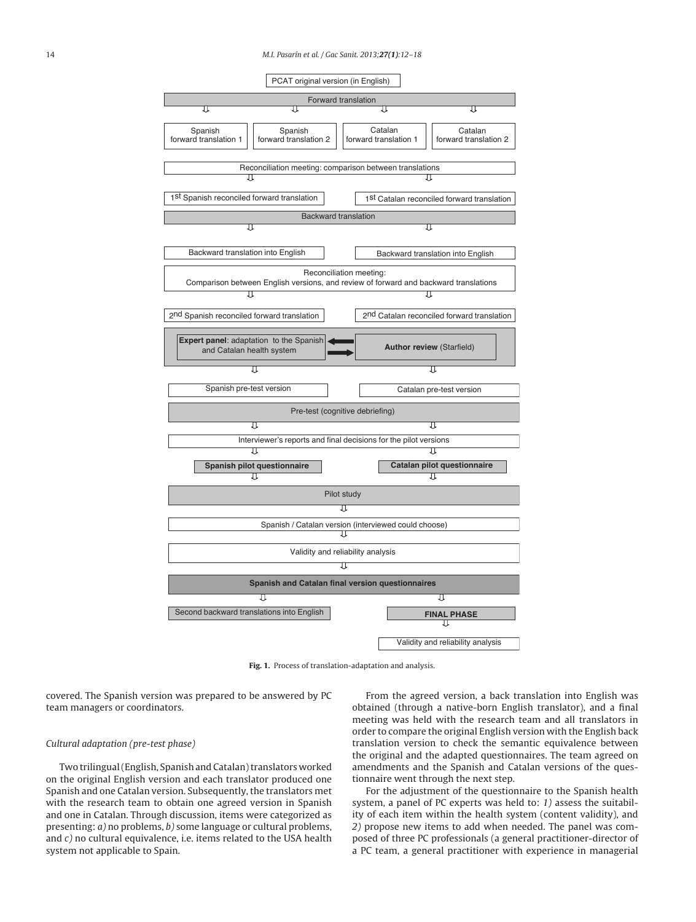PCAT original version (in English)

Forward translation

Spanish forward translation 1 | Spanish forward translation 2 | Catalan forward translation 1 | Catalan forward translation 2

Reconciliation meeting: comparison between translations

1st Spanish reconciled forward translation | 1st Catalan reconciled forward translation

Backward translation

Backward translation into English | Backward translation into English

Reconciliation meeting:
Comparison between English versions, and review of forward and backward translations

2nd Spanish reconciled forward translation | 2nd Catalan reconciled forward translation

**Expert panel**: adaptation to the Spanish and Catalan health system ⇄ **Author review** (Starfield)

Spanish pre-test version | Catalan pre-test version

Pre-test (cognitive debriefing)

Interviewer's reports and final decisions for the pilot versions

**Spanish pilot questionnaire** | **Catalan pilot questionnaire**

Pilot study

Spanish / Catalan version (interviewed could choose)

Validity and reliability analysis

**Spanish and Catalan final version questionnaires**

Second backward translations into English | **FINAL PHASE**

Validity and reliability analysis

**Fig. 1.** Process of translation-adaptation and analysis.

covered. The Spanish version was prepared to be answered by PC team managers or coordinators.

### *Cultural adaptation (pre-test phase)*

Two trilingual (English, Spanish and Catalan) translators worked on the original English version and each translator produced one Spanish and one Catalan version. Subsequently, the translators met with the research team to obtain one agreed version in Spanish and one in Catalan. Through discussion, items were categorized as presenting: *a)* no problems, *b)* some language or cultural problems, and *c)* no cultural equivalence, i.e. items related to the USA health system not applicable to Spain.

From the agreed version, a back translation into English was obtained (through a native-born English translator), and a final meeting was held with the research team and all translators in order to compare the original English version with the English back translation version to check the semantic equivalence between the original and the adapted questionnaires. The team agreed on amendments and the Spanish and Catalan versions of the questionnaire went through the next step.

For the adjustment of the questionnaire to the Spanish health system, a panel of PC experts was held to: *1)* assess the suitability of each item within the health system (content validity), and *2)* propose new items to add when needed. The panel was composed of three PC professionals (a general practitioner-director of a PC team, a general practitioner with experience in managerial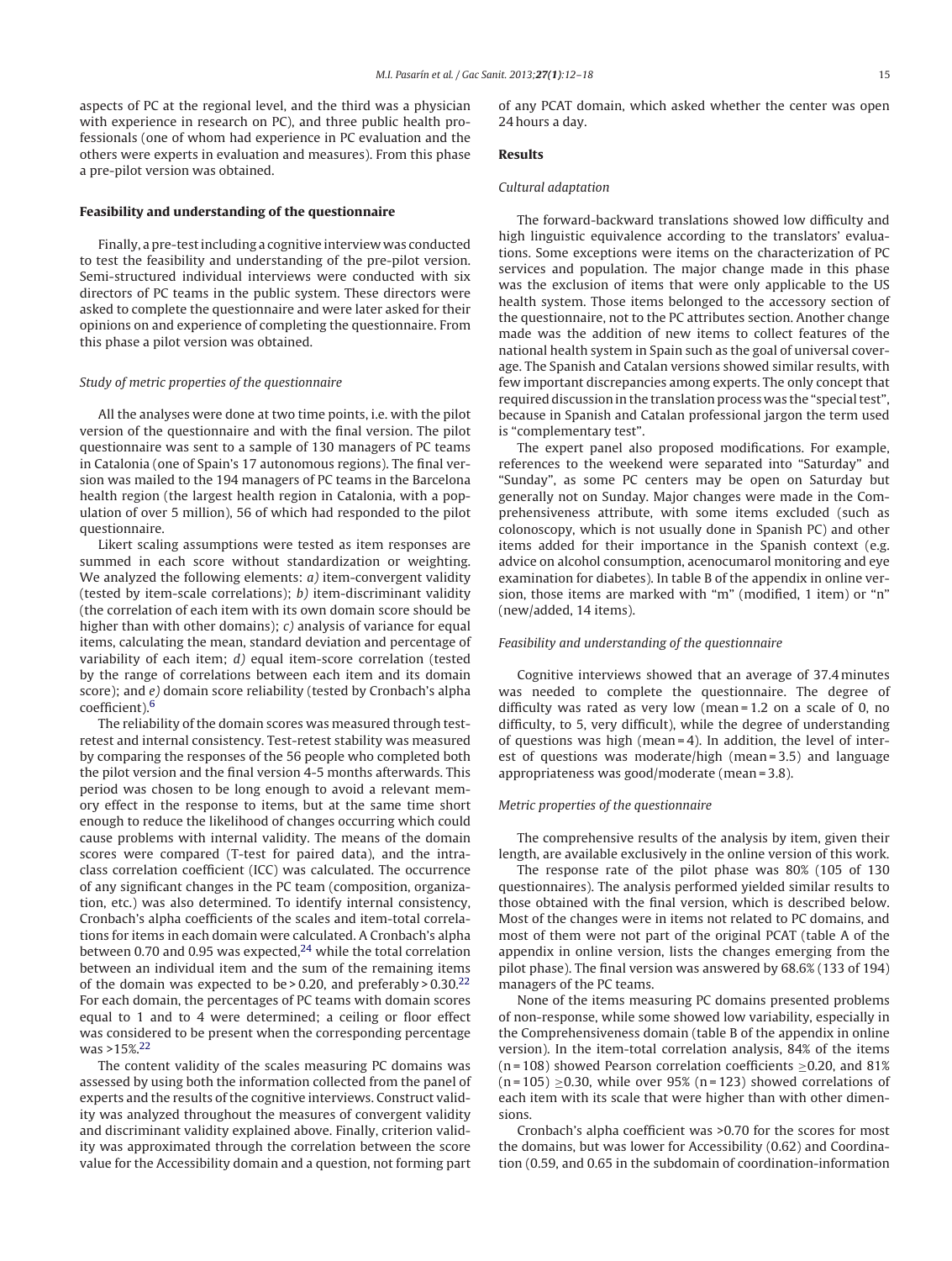aspects of PC at the regional level, and the third was a physician with experience in research on PC), and three public health professionals (one of whom had experience in PC evaluation and the others were experts in evaluation and measures). From this phase a pre-pilot version was obtained.

### Feasibility and understanding of the questionnaire

Finally, a pre-test including a cognitive interview was conducted to test the feasibility and understanding of the pre-pilot version. Semi-structured individual interviews were conducted with six directors of PC teams in the public system. These directors were asked to complete the questionnaire and were later asked for their opinions on and experience of completing the questionnaire. From this phase a pilot version was obtained.

#### *Study of metric properties of the questionnaire*

All the analyses were done at two time points, i.e. with the pilot version of the questionnaire and with the final version. The pilot questionnaire was sent to a sample of 130 managers of PC teams in Catalonia (one of Spain's 17 autonomous regions). The final version was mailed to the 194 managers of PC teams in the Barcelona health region (the largest health region in Catalonia, with a population of over 5 million), 56 of which had responded to the pilot questionnaire.

Likert scaling assumptions were tested as item responses are summed in each score without standardization or weighting. We analyzed the following elements: *a)* item-convergent validity (tested by item-scale correlations); *b)* item-discriminant validity (the correlation of each item with its own domain score should be higher than with other domains); *c)* analysis of variance for equal items, calculating the mean, standard deviation and percentage of variability of each item; *d)* equal item-score correlation (tested by the range of correlations between each item and its domain score); and *e)* domain score reliability (tested by Cronbach's alpha coefficient).[6]

The reliability of the domain scores was measured through test-retest and internal consistency. Test-retest stability was measured by comparing the responses of the 56 people who completed both the pilot version and the final version 4-5 months afterwards. This period was chosen to be long enough to avoid a relevant memory effect in the response to items, but at the same time short enough to reduce the likelihood of changes occurring which could cause problems with internal validity. The means of the domain scores were compared (T-test for paired data), and the intraclass correlation coefficient (ICC) was calculated. The occurrence of any significant changes in the PC team (composition, organization, etc.) was also determined. To identify internal consistency, Cronbach's alpha coefficients of the scales and item-total correlations for items in each domain were calculated. A Cronbach's alpha between 0.70 and 0.95 was expected,[24] while the total correlation between an individual item and the sum of the remaining items of the domain was expected to be $>0.20$, and preferably $>0.30$.[22] For each domain, the percentages of PC teams with domain scores equal to 1 and to 4 were determined; a ceiling or floor effect was considered to be present when the corresponding percentage was $>15\%$.[22]

The content validity of the scales measuring PC domains was assessed by using both the information collected from the panel of experts and the results of the cognitive interviews. Construct validity was analyzed throughout the measures of convergent validity and discriminant validity explained above. Finally, criterion validity was approximated through the correlation between the score value for the Accessibility domain and a question, not forming part of any PCAT domain, which asked whether the center was open 24 hours a day.

### Results

#### *Cultural adaptation*

The forward-backward translations showed low difficulty and high linguistic equivalence according to the translators' evaluations. Some exceptions were items on the characterization of PC services and population. The major change made in this phase was the exclusion of items that were only applicable to the US health system. Those items belonged to the accessory section of the questionnaire, not to the PC attributes section. Another change made was the addition of new items to collect features of the national health system in Spain such as the goal of universal coverage. The Spanish and Catalan versions showed similar results, with few important discrepancies among experts. The only concept that required discussion in the translation process was the "special test", because in Spanish and Catalan professional jargon the term used is "complementary test".

The expert panel also proposed modifications. For example, references to the weekend were separated into "Saturday" and "Sunday", as some PC centers may be open on Saturday but generally not on Sunday. Major changes were made in the Comprehensiveness attribute, with some items excluded (such as colonoscopy, which is not usually done in Spanish PC) and other items added for their importance in the Spanish context (e.g. advice on alcohol consumption, acenocumarol monitoring and eye examination for diabetes). In table B of the appendix in online version, those items are marked with "m" (modified, 1 item) or "n" (new/added, 14 items).

#### *Feasibility and understanding of the questionnaire*

Cognitive interviews showed that an average of 37.4 minutes was needed to complete the questionnaire. The degree of difficulty was rated as very low (mean = 1.2 on a scale of 0, no difficulty, to 5, very difficult), while the degree of understanding of questions was high (mean = 4). In addition, the level of interest of questions was moderate/high (mean = 3.5) and language appropriateness was good/moderate (mean = 3.8).

#### *Metric properties of the questionnaire*

The comprehensive results of the analysis by item, given their length, are available exclusively in the online version of this work.

The response rate of the pilot phase was 80% (105 of 130 questionnaires). The analysis performed yielded similar results to those obtained with the final version, which is described below. Most of the changes were in items not related to PC domains, and most of them were not part of the original PCAT (table A of the appendix in online version, lists the changes emerging from the pilot phase). The final version was answered by 68.6% (133 of 194) managers of the PC teams.

None of the items measuring PC domains presented problems of non-response, while some showed low variability, especially in the Comprehensiveness domain (table B of the appendix in online version). In the item-total correlation analysis, 84% of the items ($n = 108$) showed Pearson correlation coefficients $\geq 0.20$, and 81% ($n = 105$) $\geq 0.30$, while over 95% ($n = 123$) showed correlations of each item with its scale that were higher than with other dimensions.

Cronbach's alpha coefficient was $>0.70$ for the scores for most the domains, but was lower for Accessibility (0.62) and Coordination (0.59, and 0.65 in the subdomain of coordination-information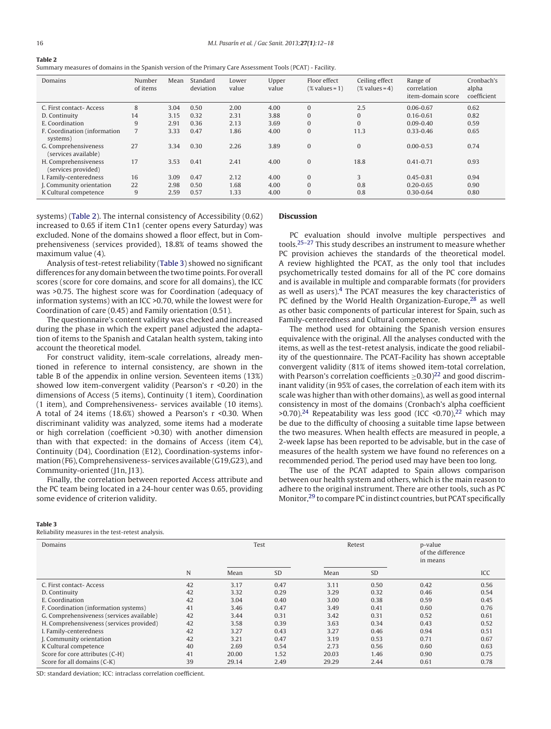**Table 2**
Summary measures of domains in the Spanish version of the Primary Care Assessment Tools (PCAT) - Facility.

| Domains | Number of items | Mean | Standard deviation | Lower value | Upper value | Floor effect (% values = 1) | Ceiling effect (% values = 4) | Range of correlation item-domain score | Cronbach's alpha coefficient |
|---|---|---|---|---|---|---|---|---|---|
| C. First contact- Access | 8 | 3.04 | 0.50 | 2.00 | 4.00 | 0 | 2.5 | 0.06-0.67 | 0.62 |
| D. Continuity | 14 | 3.15 | 0.32 | 2.31 | 3.88 | 0 | 0 | 0.16-0.61 | 0.82 |
| E. Coordination | 9 | 2.91 | 0.36 | 2.13 | 3.69 | 0 | 0 | 0.09-0.40 | 0.59 |
| F. Coordination (information systems) | 7 | 3.33 | 0.47 | 1.86 | 4.00 | 0 | 11.3 | 0.33-0.46 | 0.65 |
| G. Comprehensiveness (services available) | 27 | 3.34 | 0.30 | 2.26 | 3.89 | 0 | 0 | 0.00-0.53 | 0.74 |
| H. Comprehensiveness (services provided) | 17 | 3.53 | 0.41 | 2.41 | 4.00 | 0 | 18.8 | 0.41-0.71 | 0.93 |
| I. Family-centeredness | 16 | 3.09 | 0.47 | 2.12 | 4.00 | 0 | 3 | 0.45-0.81 | 0.94 |
| J. Community orientation | 22 | 2.98 | 0.50 | 1.68 | 4.00 | 0 | 0.8 | 0.20-0.65 | 0.90 |
| K Cultural competence | 9 | 2.59 | 0.57 | 1.33 | 4.00 | 0 | 0.8 | 0.30-0.64 | 0.80 |

systems) (Table 2). The internal consistency of Accessibility (0.62) increased to 0.65 if item C1n1 (center opens every Saturday) was excluded. None of the domains showed a floor effect, but in Comprehensiveness (services provided), 18.8% of teams showed the maximum value (4).

Analysis of test-retest reliability (Table 3) showed no significant differences for any domain between the two time points. For overall scores (score for core domains, and score for all domains), the ICC was >0.75. The highest score was for Coordination (adequacy of information systems) with an ICC >0.70, while the lowest were for Coordination of care (0.45) and Family orientation (0.51).

The questionnaire's content validity was checked and increased during the phase in which the expert panel adjusted the adaptation of items to the Spanish and Catalan health system, taking into account the theoretical model.

For construct validity, item-scale correlations, already mentioned in reference to internal consistency, are shown in the table B of the appendix in online version. Seventeen items (13%) showed low item-convergent validity (Pearson's r <0.20) in the dimensions of Access (5 items), Continuity (1 item), Coordination (1 item), and Comprehensiveness- services available (10 items). A total of 24 items (18.6%) showed a Pearson's r <0.30. When discriminant validity was analyzed, some items had a moderate or high correlation (coefficient >0.30) with another dimension than with that expected: in the domains of Access (item C4), Continuity (D4), Coordination (E12), Coordination-systems information (F6), Comprehensiveness- services available (G19,G23), and Community-oriented (J1n, J13).

Finally, the correlation between reported Access attribute and the PC team being located in a 24-hour center was 0.65, providing some evidence of criterion validity.

## Discussion

PC evaluation should involve multiple perspectives and tools.[25–27] This study describes an instrument to measure whether PC provision achieves the standards of the theoretical model. A review highlighted the PCAT, as the only tool that includes psychometrically tested domains for all of the PC core domains and is available in multiple and comparable formats (for providers as well as users).[4] The PCAT measures the key characteristics of PC defined by the World Health Organization-Europe,[28] as well as other basic components of particular interest for Spain, such as Family-centeredness and Cultural competence.

The method used for obtaining the Spanish version ensures equivalence with the original. All the analyses conducted with the items, as well as the test-retest analysis, indicate the good reliability of the questionnaire. The PCAT-Facility has shown acceptable convergent validity (81% of items showed item-total correlation, with Pearson's correlation coefficients ≥0.30)[22] and good discriminant validity (in 95% of cases, the correlation of each item with its scale was higher than with other domains), as well as good internal consistency in most of the domains (Cronbach's alpha coefficient >0.70).[24] Repeatability was less good (ICC <0.70),[22] which may be due to the difficulty of choosing a suitable time lapse between the two measures. When health effects are measured in people, a 2-week lapse has been reported to be advisable, but in the case of measures of the health system we have found no references on a recommended period. The period used may have been too long.

The use of the PCAT adapted to Spain allows comparison between our health system and others, which is the main reason to adhere to the original instrument. There are other tools, such as PC Monitor,[29] to compare PC in distinct countries, but PCAT specifically

**Table 3**
Reliability measures in the test-retest analysis.

| Domains | | Test | | Retest | | p-value of the difference in means | |
|---|---|---|---|---|---|---|---|
| | N | Mean | SD | Mean | SD | | ICC |
| C. First contact- Access | 42 | 3.17 | 0.47 | 3.11 | 0.50 | 0.42 | 0.56 |
| D. Continuity | 42 | 3.32 | 0.29 | 3.29 | 0.32 | 0.46 | 0.54 |
| E. Coordination | 42 | 3.04 | 0.40 | 3.00 | 0.38 | 0.59 | 0.45 |
| F. Coordination (information systems) | 41 | 3.46 | 0.47 | 3.49 | 0.41 | 0.60 | 0.76 |
| G. Comprehensiveness (services available) | 42 | 3.44 | 0.31 | 3.42 | 0.31 | 0.52 | 0.61 |
| H. Comprehensiveness (services provided) | 42 | 3.58 | 0.39 | 3.63 | 0.34 | 0.43 | 0.52 |
| I. Family-centeredness | 42 | 3.27 | 0.43 | 3.27 | 0.46 | 0.94 | 0.51 |
| J. Community orientation | 42 | 3.21 | 0.47 | 3.19 | 0.53 | 0.71 | 0.67 |
| K Cultural competence | 40 | 2.69 | 0.54 | 2.73 | 0.56 | 0.60 | 0.63 |
| Score for core attributes (C-H) | 41 | 20.00 | 1.52 | 20.03 | 1.46 | 0.90 | 0.75 |
| Score for all domains (C-K) | 39 | 29.14 | 2.49 | 29.29 | 2.44 | 0.61 | 0.78 |

SD: standard deviation; ICC: intraclass correlation coefficient.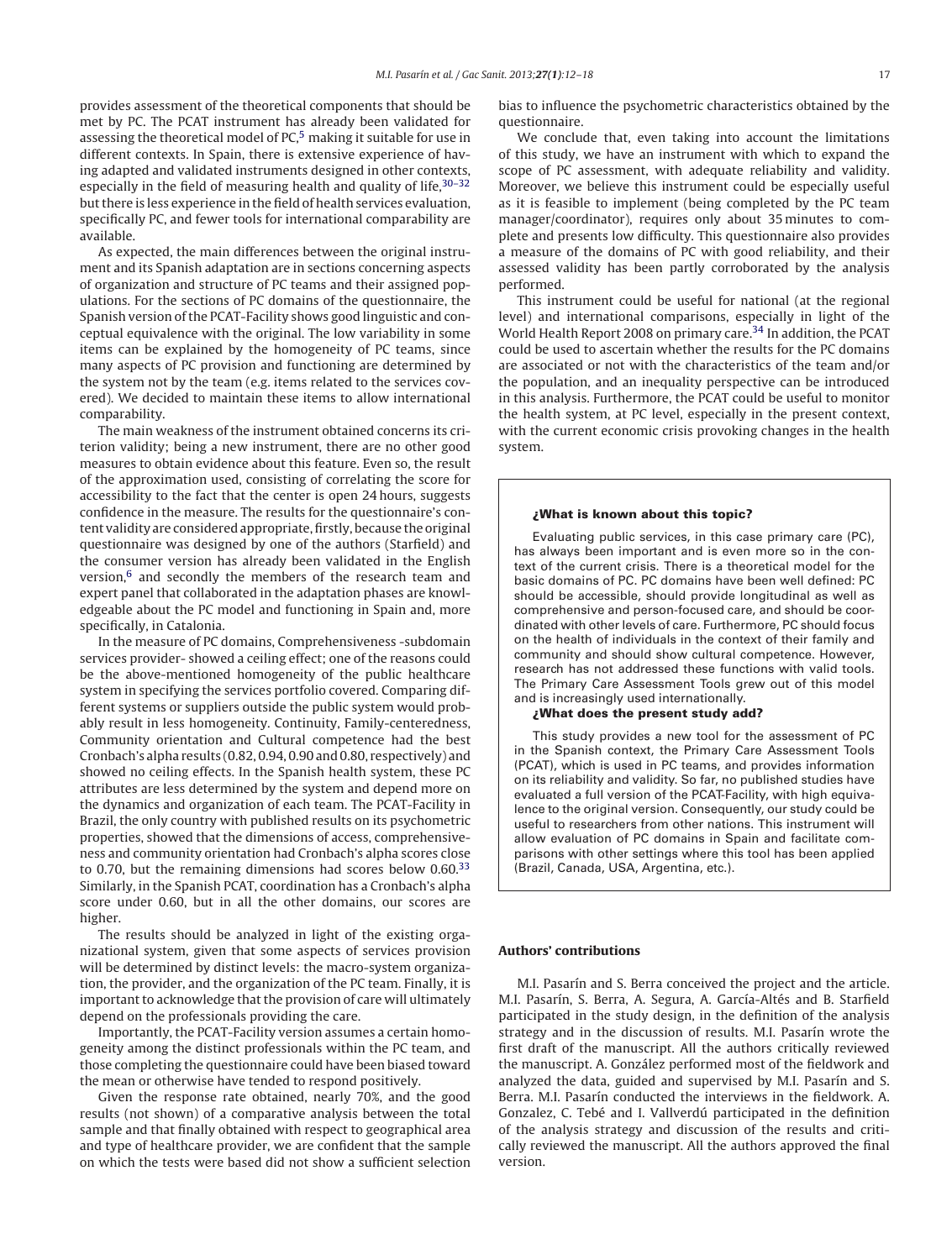provides assessment of the theoretical components that should be met by PC. The PCAT instrument has already been validated for assessing the theoretical model of PC,[5] making it suitable for use in different contexts. In Spain, there is extensive experience of having adapted and validated instruments designed in other contexts, especially in the field of measuring health and quality of life,[30–32] but there is less experience in the field of health services evaluation, specifically PC, and fewer tools for international comparability are available.

As expected, the main differences between the original instrument and its Spanish adaptation are in sections concerning aspects of organization and structure of PC teams and their assigned populations. For the sections of PC domains of the questionnaire, the Spanish version of the PCAT-Facility shows good linguistic and conceptual equivalence with the original. The low variability in some items can be explained by the homogeneity of PC teams, since many aspects of PC provision and functioning are determined by the system not by the team (e.g. items related to the services covered). We decided to maintain these items to allow international comparability.

The main weakness of the instrument obtained concerns its criterion validity; being a new instrument, there are no other good measures to obtain evidence about this feature. Even so, the result of the approximation used, consisting of correlating the score for accessibility to the fact that the center is open 24 hours, suggests confidence in the measure. The results for the questionnaire's content validity are considered appropriate, firstly, because the original questionnaire was designed by one of the authors (Starfield) and the consumer version has already been validated in the English version,[6] and secondly the members of the research team and expert panel that collaborated in the adaptation phases are knowledgeable about the PC model and functioning in Spain and, more specifically, in Catalonia.

In the measure of PC domains, Comprehensiveness -subdomain services provider- showed a ceiling effect; one of the reasons could be the above-mentioned homogeneity of the public healthcare system in specifying the services portfolio covered. Comparing different systems or suppliers outside the public system would probably result in less homogeneity. Continuity, Family-centeredness, Community orientation and Cultural competence had the best Cronbach's alpha results (0.82, 0.94, 0.90 and 0.80, respectively) and showed no ceiling effects. In the Spanish health system, these PC attributes are less determined by the system and depend more on the dynamics and organization of each team. The PCAT-Facility in Brazil, the only country with published results on its psychometric properties, showed that the dimensions of access, comprehensiveness and community orientation had Cronbach's alpha scores close to 0.70, but the remaining dimensions had scores below 0.60.[33] Similarly, in the Spanish PCAT, coordination has a Cronbach's alpha score under 0.60, but in all the other domains, our scores are higher.

The results should be analyzed in light of the existing organizational system, given that some aspects of services provision will be determined by distinct levels: the macro-system organization, the provider, and the organization of the PC team. Finally, it is important to acknowledge that the provision of care will ultimately depend on the professionals providing the care.

Importantly, the PCAT-Facility version assumes a certain homogeneity among the distinct professionals within the PC team, and those completing the questionnaire could have been biased toward the mean or otherwise have tended to respond positively.

Given the response rate obtained, nearly 70%, and the good results (not shown) of a comparative analysis between the total sample and that finally obtained with respect to geographical area and type of healthcare provider, we are confident that the sample on which the tests were based did not show a sufficient selection bias to influence the psychometric characteristics obtained by the questionnaire.

We conclude that, even taking into account the limitations of this study, we have an instrument with which to expand the scope of PC assessment, with adequate reliability and validity. Moreover, we believe this instrument could be especially useful as it is feasible to implement (being completed by the PC team manager/coordinator), requires only about 35 minutes to complete and presents low difficulty. This questionnaire also provides a measure of the domains of PC with good reliability, and their assessed validity has been partly corroborated by the analysis performed.

This instrument could be useful for national (at the regional level) and international comparisons, especially in light of the World Health Report 2008 on primary care.[34] In addition, the PCAT could be used to ascertain whether the results for the PC domains are associated or not with the characteristics of the team and/or the population, and an inequality perspective can be introduced in this analysis. Furthermore, the PCAT could be useful to monitor the health system, at PC level, especially in the present context, with the current economic crisis provoking changes in the health system.

**¿What is known about this topic?**

Evaluating public services, in this case primary care (PC), has always been important and is even more so in the context of the current crisis. There is a theoretical model for the basic domains of PC. PC domains have been well defined: PC should be accessible, should provide longitudinal as well as comprehensive and person-focused care, and should be coordinated with other levels of care. Furthermore, PC should focus on the health of individuals in the context of their family and community and should show cultural competence. However, research has not addressed these functions with valid tools. The Primary Care Assessment Tools grew out of this model and is increasingly used internationally.

**¿What does the present study add?**

This study provides a new tool for the assessment of PC in the Spanish context, the Primary Care Assessment Tools (PCAT), which is used in PC teams, and provides information on its reliability and validity. So far, no published studies have evaluated a full version of the PCAT-Facility, with high equivalence to the original version. Consequently, our study could be useful to researchers from other nations. This instrument will allow evaluation of PC domains in Spain and facilitate comparisons with other settings where this tool has been applied (Brazil, Canada, USA, Argentina, etc.).

## Authors' contributions

M.I. Pasarín and S. Berra conceived the project and the article. M.I. Pasarín, S. Berra, A. Segura, A. García-Altés and B. Starfield participated in the study design, in the definition of the analysis strategy and in the discussion of results. M.I. Pasarín wrote the first draft of the manuscript. All the authors critically reviewed the manuscript. A. González performed most of the fieldwork and analyzed the data, guided and supervised by M.I. Pasarín and S. Berra. M.I. Pasarín conducted the interviews in the fieldwork. A. Gonzalez, C. Tebé and I. Vallverdú participated in the definition of the analysis strategy and discussion of the results and critically reviewed the manuscript. All the authors approved the final version.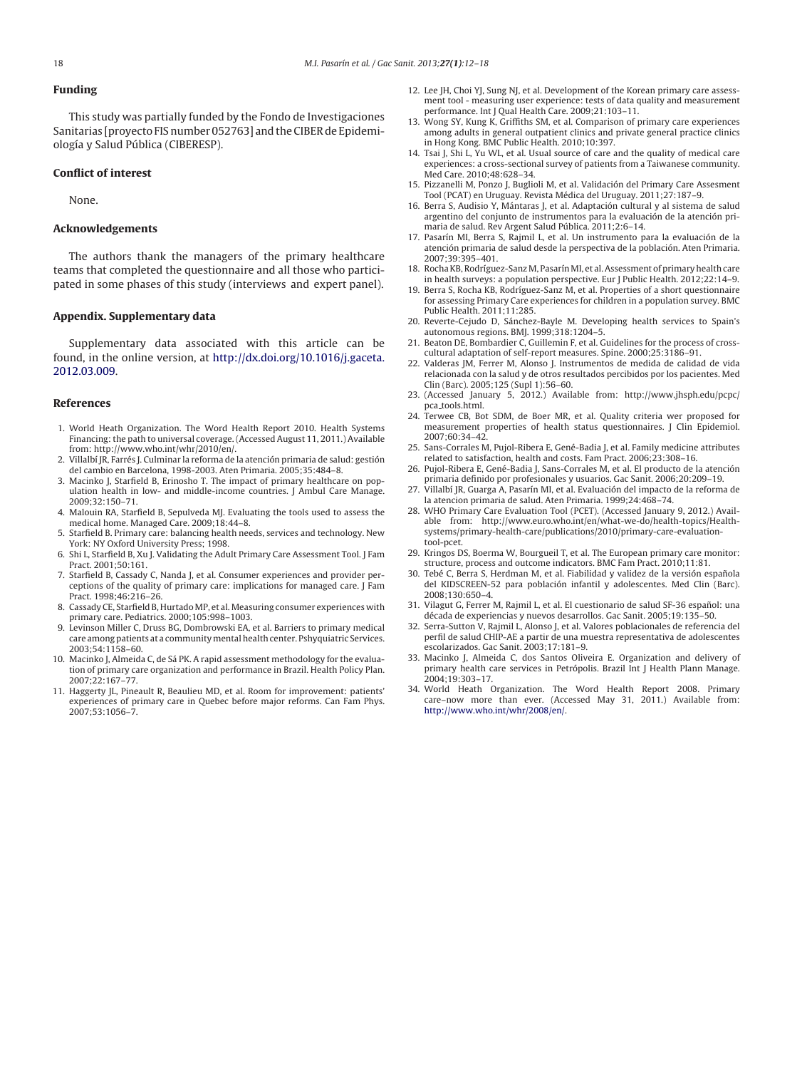## Funding

This study was partially funded by the Fondo de Investigaciones Sanitarias [proyecto FIS number 052763] and the CIBER de Epidemiología y Salud Pública (CIBERESP).

## Conflict of interest

None.

## Acknowledgements

The authors thank the managers of the primary healthcare teams that completed the questionnaire and all those who participated in some phases of this study (interviews and expert panel).

## Appendix. Supplementary data

Supplementary data associated with this article can be found, in the online version, at http://dx.doi.org/10.1016/j.gaceta.2012.03.009.

## References

1. World Heath Organization. The Word Health Report 2010. Health Systems Financing: the path to universal coverage. (Accessed August 11, 2011.) Available from: http://www.who.int/whr/2010/en/.
2. Villalbí JR, Farrés J. Culminar la reforma de la atención primaria de salud: gestión del cambio en Barcelona, 1998-2003. Aten Primaria. 2005;35:484–8.
3. Macinko J, Starfield B, Erinosho T. The impact of primary healthcare on population health in low- and middle-income countries. J Ambul Care Manage. 2009;32:150–71.
4. Malouin RA, Starfield B, Sepulveda MJ. Evaluating the tools used to assess the medical home. Managed Care. 2009;18:44–8.
5. Starfield B. Primary care: balancing health needs, services and technology. New York: NY Oxford University Press; 1998.
6. Shi L, Starfield B, Xu J. Validating the Adult Primary Care Assessment Tool. J Fam Pract. 2001;50:161.
7. Starfield B, Cassady C, Nanda J, et al. Consumer experiences and provider perceptions of the quality of primary care: implications for managed care. J Fam Pract. 1998;46:216–26.
8. Cassady CE, Starfield B, Hurtado MP, et al. Measuring consumer experiences with primary care. Pediatrics. 2000;105:998–1003.
9. Levinson Miller C, Druss BG, Dombrowski EA, et al. Barriers to primary medical care among patients at a community mental health center. Pshyquiatric Services. 2003;54:1158–60.
10. Macinko J, Almeida C, de Sá PK. A rapid assessment methodology for the evaluation of primary care organization and performance in Brazil. Health Policy Plan. 2007;22:167–77.
11. Haggerty JL, Pineault R, Beaulieu MD, et al. Room for improvement: patients' experiences of primary care in Quebec before major reforms. Can Fam Phys. 2007;53:1056–7.
12. Lee JH, Choi YJ, Sung NJ, et al. Development of the Korean primary care assessment tool - measuring user experience: tests of data quality and measurement performance. Int J Qual Health Care. 2009;21:103–11.
13. Wong SY, Kung K, Griffiths SM, et al. Comparison of primary care experiences among adults in general outpatient clinics and private general practice clinics in Hong Kong. BMC Public Health. 2010;10:397.
14. Tsai J, Shi L, Yu WL, et al. Usual source of care and the quality of medical care experiences: a cross-sectional survey of patients from a Taiwanese community. Med Care. 2010;48:628–34.
15. Pizzanelli M, Ponzo J, Buglioli M, et al. Validación del Primary Care Assesment Tool (PCAT) en Uruguay. Revista Médica del Uruguay. 2011;27:187–9.
16. Berra S, Audisio Y, Mántaras J, et al. Adaptación cultural y al sistema de salud argentino del conjunto de instrumentos para la evaluación de la atención primaria de salud. Rev Argent Salud Pública. 2011;2:6–14.
17. Pasarín MI, Berra S, Rajmil L, et al. Un instrumento para la evaluación de la atención primaria de salud desde la perspectiva de la población. Aten Primaria. 2007;39:395–401.
18. Rocha KB, Rodríguez-Sanz M, Pasarín MI, et al. Assessment of primary health care in health surveys: a population perspective. Eur J Public Health. 2012;22:14–9.
19. Berra S, Rocha KB, Rodríguez-Sanz M, et al. Properties of a short questionnaire for assessing Primary Care experiences for children in a population survey. BMC Public Health. 2011;11:285.
20. Reverte-Cejudo D, Sánchez-Bayle M. Developing health services to Spain's autonomous regions. BMJ. 1999;318:1204–5.
21. Beaton DE, Bombardier C, Guillemin F, et al. Guidelines for the process of cross-cultural adaptation of self-report measures. Spine. 2000;25:3186–91.
22. Valderas JM, Ferrer M, Alonso J. Instrumentos de medida de calidad de vida relacionada con la salud y de otros resultados percibidos por los pacientes. Med Clin (Barc). 2005;125 (Supl 1):56–60.
23. (Accessed January 5, 2012.) Available from: http://www.jhsph.edu/pcpc/pca_tools.html.
24. Terwee CB, Bot SDM, de Boer MR, et al. Quality criteria wer proposed for measurement properties of health status questionnaires. J Clin Epidemiol. 2007;60:34–42.
25. Sans-Corrales M, Pujol-Ribera E, Gené-Badia J, et al. Family medicine attributes related to satisfaction, health and costs. Fam Pract. 2006;23:308–16.
26. Pujol-Ribera E, Gené-Badia J, Sans-Corrales M, et al. El producto de la atención primaria definido por profesionales y usuarios. Gac Sanit. 2006;20:209–19.
27. Villalbí JR, Guarga A, Pasarín MI, et al. Evaluación del impacto de la reforma de la atencion primaria de salud. Aten Primaria. 1999;24:468–74.
28. WHO Primary Care Evaluation Tool (PCET). (Accessed January 9, 2012.) Available from: http://www.euro.who.int/en/what-we-do/health-topics/Health-systems/primary-health-care/publications/2010/primary-care-evaluation-tool-pcet.
29. Kringos DS, Boerma W, Bourgueil T, et al. The European primary care monitor: structure, process and outcome indicators. BMC Fam Pract. 2010;11:81.
30. Tebé C, Berra S, Herdman M, et al. Fiabilidad y validez de la versión española del KIDSCREEN-52 para población infantil y adolescentes. Med Clin (Barc). 2008;130:650–4.
31. Vilagut G, Ferrer M, Rajmil L, et al. El cuestionario de salud SF-36 español: una década de experiencias y nuevos desarrollos. Gac Sanit. 2005;19:135–50.
32. Serra-Sutton V, Rajmil L, Alonso J, et al. Valores poblacionales de referencia del perfil de salud CHIP-AE a partir de una muestra representativa de adolescentes escolarizados. Gac Sanit. 2003;17:181–9.
33. Macinko J, Almeida C, dos Santos Oliveira E. Organization and delivery of primary health care services in Petrópolis. Brazil Int J Health Plann Manage. 2004;19:303–17.
34. World Heath Organization. The Word Health Report 2008. Primary care–now more than ever. (Accessed May 31, 2011.) Available from: http://www.who.int/whr/2008/en/.